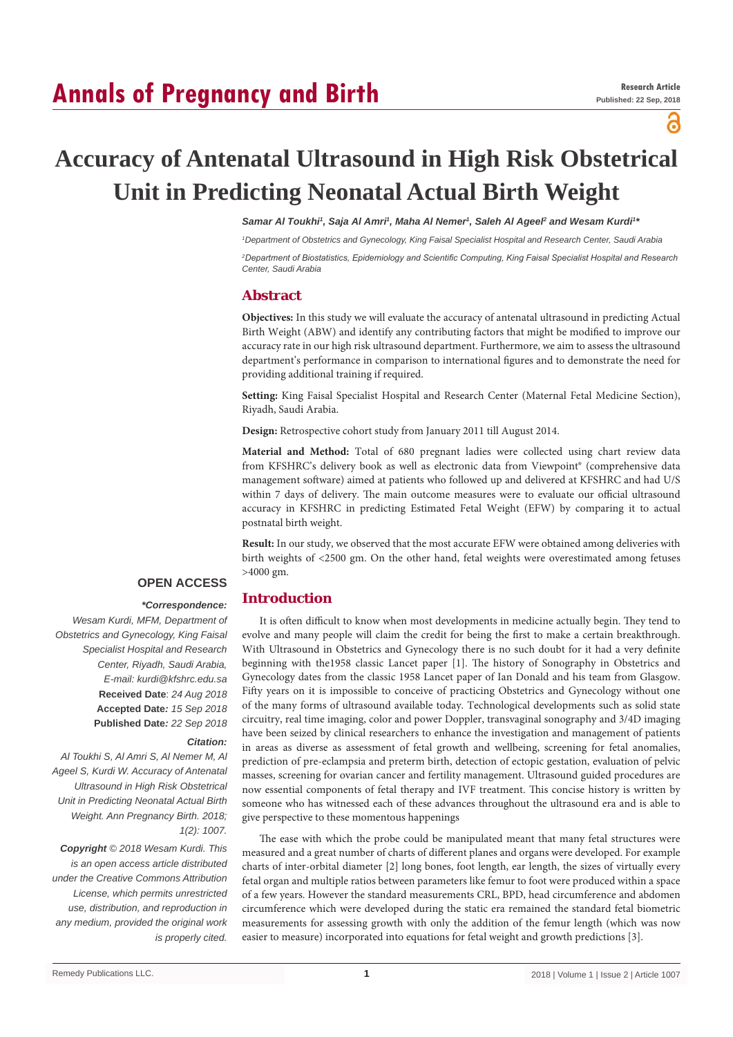Research Article

Published: 22 Sep, 2018

# Accuracy of Antenatal Ultrasound in High Risk Obstetrical Unit in Predicting Neonatal Actual Birth Weight

***Samar Al Toukhi[1], Saja Al Amri[1], Maha Al Nemer[1], Saleh Al Ageel[2] and Wesam Kurdi[1]****

*[1]Department of Obstetrics and Gynecology, King Faisal Specialist Hospital and Research Center, Saudi Arabia*

*[2]Department of Biostatistics, Epidemiology and Scientific Computing, King Faisal Specialist Hospital and Research Center, Saudi Arabia*

## Abstract

**Objectives:** In this study we will evaluate the accuracy of antenatal ultrasound in predicting Actual Birth Weight (ABW) and identify any contributing factors that might be modified to improve our accuracy rate in our high risk ultrasound department. Furthermore, we aim to assess the ultrasound department's performance in comparison to international figures and to demonstrate the need for providing additional training if required.

**Setting:** King Faisal Specialist Hospital and Research Center (Maternal Fetal Medicine Section), Riyadh, Saudi Arabia.

**Design:** Retrospective cohort study from January 2011 till August 2014.

**Material and Method:** Total of 680 pregnant ladies were collected using chart review data from KFSHRC's delivery book as well as electronic data from Viewpoint® (comprehensive data management software) aimed at patients who followed up and delivered at KFSHRC and had U/S within 7 days of delivery. The main outcome measures were to evaluate our official ultrasound accuracy in KFSHRC in predicting Estimated Fetal Weight (EFW) by comparing it to actual postnatal birth weight.

**Result:** In our study, we observed that the most accurate EFW were obtained among deliveries with birth weights of <2500 gm. On the other hand, fetal weights were overestimated among fetuses >4000 gm.

**OPEN ACCESS**

***Correspondence:**

*Wesam Kurdi, MFM, Department of Obstetrics and Gynecology, King Faisal Specialist Hospital and Research Center, Riyadh, Saudi Arabia,*
*E-mail: kurdi@kfshrc.edu.sa*

**Received Date**: *24 Aug 2018*
**Accepted Date***: 15 Sep 2018*
**Published Date***: 22 Sep 2018*

***Citation:***

*Al Toukhi S, Al Amri S, Al Nemer M, Al Ageel S, Kurdi W. Accuracy of Antenatal Ultrasound in High Risk Obstetrical Unit in Predicting Neonatal Actual Birth Weight. Ann Pregnancy Birth. 2018; 1(2): 1007.*

***Copyright*** *© 2018 Wesam Kurdi. This is an open access article distributed under the Creative Commons Attribution License, which permits unrestricted use, distribution, and reproduction in any medium, provided the original work is properly cited.*

## Introduction

It is often difficult to know when most developments in medicine actually begin. They tend to evolve and many people will claim the credit for being the first to make a certain breakthrough. With Ultrasound in Obstetrics and Gynecology there is no such doubt for it had a very definite beginning with the1958 classic Lancet paper [1]. The history of Sonography in Obstetrics and Gynecology dates from the classic 1958 Lancet paper of Ian Donald and his team from Glasgow. Fifty years on it is impossible to conceive of practicing Obstetrics and Gynecology without one of the many forms of ultrasound available today. Technological developments such as solid state circuitry, real time imaging, color and power Doppler, transvaginal sonography and 3/4D imaging have been seized by clinical researchers to enhance the investigation and management of patients in areas as diverse as assessment of fetal growth and wellbeing, screening for fetal anomalies, prediction of pre-eclampsia and preterm birth, detection of ectopic gestation, evaluation of pelvic masses, screening for ovarian cancer and fertility management. Ultrasound guided procedures are now essential components of fetal therapy and IVF treatment. This concise history is written by someone who has witnessed each of these advances throughout the ultrasound era and is able to give perspective to these momentous happenings

The ease with which the probe could be manipulated meant that many fetal structures were measured and a great number of charts of different planes and organs were developed. For example charts of inter-orbital diameter [2] long bones, foot length, ear length, the sizes of virtually every fetal organ and multiple ratios between parameters like femur to foot were produced within a space of a few years. However the standard measurements CRL, BPD, head circumference and abdomen circumference which were developed during the static era remained the standard fetal biometric measurements for assessing growth with only the addition of the femur length (which was now easier to measure) incorporated into equations for fetal weight and growth predictions [3].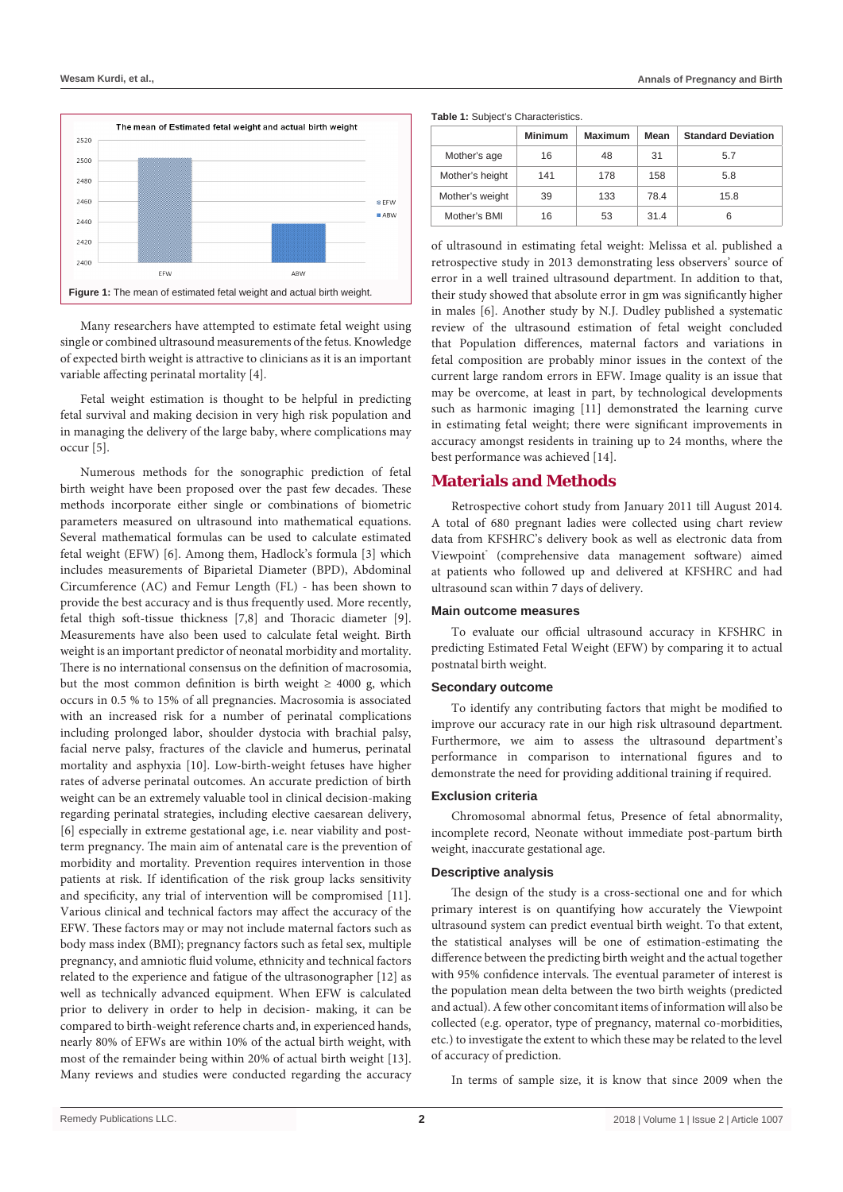Figure 1: The mean of estimated fetal weight and actual birth weight.

Many researchers have attempted to estimate fetal weight using single or combined ultrasound measurements of the fetus. Knowledge of expected birth weight is attractive to clinicians as it is an important variable affecting perinatal mortality [4].

Fetal weight estimation is thought to be helpful in predicting fetal survival and making decision in very high risk population and in managing the delivery of the large baby, where complications may occur [5].

Numerous methods for the sonographic prediction of fetal birth weight have been proposed over the past few decades. These methods incorporate either single or combinations of biometric parameters measured on ultrasound into mathematical equations. Several mathematical formulas can be used to calculate estimated fetal weight (EFW) [6]. Among them, Hadlock's formula [3] which includes measurements of Biparietal Diameter (BPD), Abdominal Circumference (AC) and Femur Length (FL) - has been shown to provide the best accuracy and is thus frequently used. More recently, fetal thigh soft-tissue thickness [7,8] and Thoracic diameter [9]. Measurements have also been used to calculate fetal weight. Birth weight is an important predictor of neonatal morbidity and mortality. There is no international consensus on the definition of macrosomia, but the most common definition is birth weight ≥ 4000 g, which occurs in 0.5 % to 15% of all pregnancies. Macrosomia is associated with an increased risk for a number of perinatal complications including prolonged labor, shoulder dystocia with brachial palsy, facial nerve palsy, fractures of the clavicle and humerus, perinatal mortality and asphyxia [10]. Low-birth-weight fetuses have higher rates of adverse perinatal outcomes. An accurate prediction of birth weight can be an extremely valuable tool in clinical decision-making regarding perinatal strategies, including elective caesarean delivery, [6] especially in extreme gestational age, i.e. near viability and post-term pregnancy. The main aim of antenatal care is the prevention of morbidity and mortality. Prevention requires intervention in those patients at risk. If identification of the risk group lacks sensitivity and specificity, any trial of intervention will be compromised [11]. Various clinical and technical factors may affect the accuracy of the EFW. These factors may or may not include maternal factors such as body mass index (BMI); pregnancy factors such as fetal sex, multiple pregnancy, and amniotic fluid volume, ethnicity and technical factors related to the experience and fatigue of the ultrasonographer [12] as well as technically advanced equipment. When EFW is calculated prior to delivery in order to help in decision- making, it can be compared to birth-weight reference charts and, in experienced hands, nearly 80% of EFWs are within 10% of the actual birth weight, with most of the remainder being within 20% of actual birth weight [13]. Many reviews and studies were conducted regarding the accuracy of ultrasound in estimating fetal weight: Melissa et al. published a retrospective study in 2013 demonstrating less observers' source of error in a well trained ultrasound department. In addition to that, their study showed that absolute error in gm was significantly higher in males [6]. Another study by N.J. Dudley published a systematic review of the ultrasound estimation of fetal weight concluded that Population differences, maternal factors and variations in fetal composition are probably minor issues in the context of the current large random errors in EFW. Image quality is an issue that may be overcome, at least in part, by technological developments such as harmonic imaging [11] demonstrated the learning curve in estimating fetal weight; there were significant improvements in accuracy amongst residents in training up to 24 months, where the best performance was achieved [14].

**Table 1:** Subject's Characteristics.

| | Minimum | Maximum | Mean | Standard Deviation |
|---|---|---|---|---|
| Mother's age | 16 | 48 | 31 | 5.7 |
| Mother's height | 141 | 178 | 158 | 5.8 |
| Mother's weight | 39 | 133 | 78.4 | 15.8 |
| Mother's BMI | 16 | 53 | 31.4 | 6 |

## Materials and Methods

Retrospective cohort study from January 2011 till August 2014. A total of 680 pregnant ladies were collected using chart review data from KFSHRC's delivery book as well as electronic data from Viewpoint® (comprehensive data management software) aimed at patients who followed up and delivered at KFSHRC and had ultrasound scan within 7 days of delivery.

### Main outcome measures

To evaluate our official ultrasound accuracy in KFSHRC in predicting Estimated Fetal Weight (EFW) by comparing it to actual postnatal birth weight.

### Secondary outcome

To identify any contributing factors that might be modified to improve our accuracy rate in our high risk ultrasound department. Furthermore, we aim to assess the ultrasound department's performance in comparison to international figures and to demonstrate the need for providing additional training if required.

### Exclusion criteria

Chromosomal abnormal fetus, Presence of fetal abnormality, incomplete record, Neonate without immediate post-partum birth weight, inaccurate gestational age.

### Descriptive analysis

The design of the study is a cross-sectional one and for which primary interest is on quantifying how accurately the Viewpoint ultrasound system can predict eventual birth weight. To that extent, the statistical analyses will be one of estimation-estimating the difference between the predicting birth weight and the actual together with 95% confidence intervals. The eventual parameter of interest is the population mean delta between the two birth weights (predicted and actual). A few other concomitant items of information will also be collected (e.g. operator, type of pregnancy, maternal co-morbidities, etc.) to investigate the extent to which these may be related to the level of accuracy of prediction.

In terms of sample size, it is know that since 2009 when the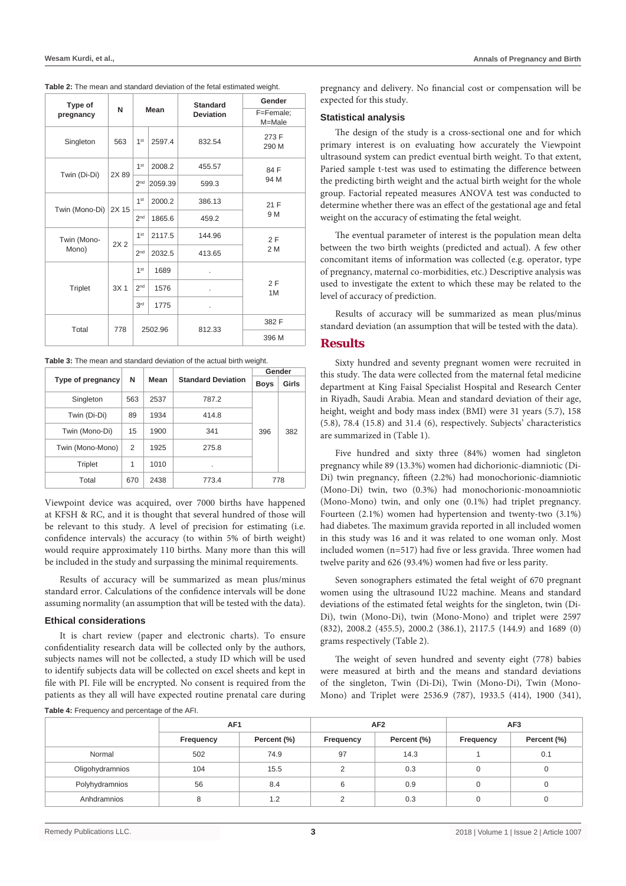**Table 2:** The mean and standard deviation of the fetal estimated weight.

| Type of pregnancy | N | Mean | | Standard Deviation | Gender F=Female; M=Male |
|---|---|---|---|---|---|
| Singleton | 563 | 1st | 2597.4 | 832.54 | 273 F 290 M |
| Twin (Di-Di) | 2X 89 | 1st | 2008.2 | 455.57 | 84 F 94 M |
| | | 2nd | 2059.39 | 599.3 | |
| Twin (Mono-Di) | 2X 15 | 1st | 2000.2 | 386.13 | 21 F 9 M |
| | | 2nd | 1865.6 | 459.2 | |
| Twin (Mono-Mono) | 2X 2 | 1st | 2117.5 | 144.96 | 2 F 2 M |
| | | 2nd | 2032.5 | 413.65 | |
| Triplet | 3X 1 | 1st | 1689 | . | 2 F 1M |
| | | 2nd | 1576 | . | |
| | | 3rd | 1775 | . | |
| Total | 778 | 2502.96 | | 812.33 | 382 F |
| | | | | | 396 M |

**Table 3:** The mean and standard deviation of the actual birth weight.

| Type of pregnancy | N | Mean | Standard Deviation | Gender | |
|---|---|---|---|---|---|
| | | | | Boys | Girls |
| Singleton | 563 | 2537 | 787.2 | 396 | 382 |
| Twin (Di-Di) | 89 | 1934 | 414.8 | | |
| Twin (Mono-Di) | 15 | 1900 | 341 | | |
| Twin (Mono-Mono) | 2 | 1925 | 275.8 | | |
| Triplet | 1 | 1010 | . | | |
| Total | 670 | 2438 | 773.4 | 778 | |

Viewpoint device was acquired, over 7000 births have happened at KFSH & RC, and it is thought that several hundred of those will be relevant to this study. A level of precision for estimating (i.e. confidence intervals) the accuracy (to within 5% of birth weight) would require approximately 110 births. Many more than this will be included in the study and surpassing the minimal requirements.

Results of accuracy will be summarized as mean plus/minus standard error. Calculations of the confidence intervals will be done assuming normality (an assumption that will be tested with the data).

### Ethical considerations

It is chart review (paper and electronic charts). To ensure confidentiality research data will be collected only by the authors, subjects names will not be collected, a study ID which will be used to identify subjects data will be collected on excel sheets and kept in file with PI. File will be encrypted. No consent is required from the patients as they all will have expected routine prenatal care during pregnancy and delivery. No financial cost or compensation will be expected for this study.

### Statistical analysis

The design of the study is a cross-sectional one and for which primary interest is on evaluating how accurately the Viewpoint ultrasound system can predict eventual birth weight. To that extent, Paried sample t-test was used to estimating the difference between the predicting birth weight and the actual birth weight for the whole group. Factorial repeated measures ANOVA test was conducted to determine whether there was an effect of the gestational age and fetal weight on the accuracy of estimating the fetal weight.

The eventual parameter of interest is the population mean delta between the two birth weights (predicted and actual). A few other concomitant items of information was collected (e.g. operator, type of pregnancy, maternal co-morbidities, etc.) Descriptive analysis was used to investigate the extent to which these may be related to the level of accuracy of prediction.

Results of accuracy will be summarized as mean plus/minus standard deviation (an assumption that will be tested with the data).

## Results

Sixty hundred and seventy pregnant women were recruited in this study. The data were collected from the maternal fetal medicine department at King Faisal Specialist Hospital and Research Center in Riyadh, Saudi Arabia. Mean and standard deviation of their age, height, weight and body mass index (BMI) were 31 years (5.7), 158 (5.8), 78.4 (15.8) and 31.4 (6), respectively. Subjects' characteristics are summarized in (Table 1).

Five hundred and sixty three (84%) women had singleton pregnancy while 89 (13.3%) women had dichorionic-diamniotic (Di-Di) twin pregnancy, fifteen (2.2%) had monochorionic-diamniotic (Mono-Di) twin, two (0.3%) had monochorionic-monoamniotic (Mono-Mono) twin, and only one (0.1%) had triplet pregnancy. Fourteen (2.1%) women had hypertension and twenty-two (3.1%) had diabetes. The maximum gravida reported in all included women in this study was 16 and it was related to one woman only. Most included women (n=517) had five or less gravida. Three women had twelve parity and 626 (93.4%) women had five or less parity.

Seven sonographers estimated the fetal weight of 670 pregnant women using the ultrasound IU22 machine. Means and standard deviations of the estimated fetal weights for the singleton, twin (Di-Di), twin (Mono-Di), twin (Mono-Mono) and triplet were 2597 (832), 2008.2 (455.5), 2000.2 (386.1), 2117.5 (144.9) and 1689 (0) grams respectively (Table 2).

The weight of seven hundred and seventy eight (778) babies were measured at birth and the means and standard deviations of the singleton, Twin (Di-Di), Twin (Mono-Di), Twin (Mono-Mono) and Triplet were 2536.9 (787), 1933.5 (414), 1900 (341),

**Table 4:** Frequency and percentage of the AFI.

| | AF1 | | AF2 | | AF3 | |
|---|---|---|---|---|---|---|
| | Frequency | Percent (%) | Frequency | Percent (%) | Frequency | Percent (%) |
| Normal | 502 | 74.9 | 97 | 14.3 | 1 | 0.1 |
| Oligohydramnios | 104 | 15.5 | 2 | 0.3 | 0 | 0 |
| Polyhydramnios | 56 | 8.4 | 6 | 0.9 | 0 | 0 |
| Anhdramnios | 8 | 1.2 | 2 | 0.3 | 0 | 0 |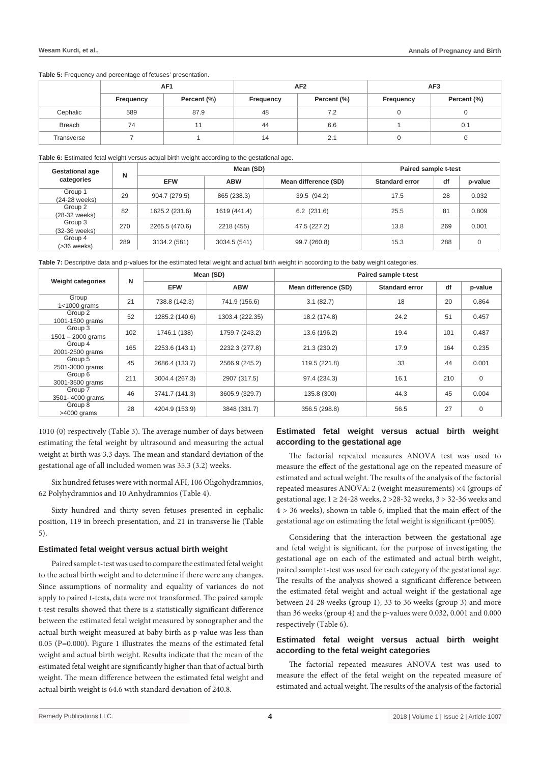**Table 5:** Frequency and percentage of fetuses' presentation.

| | AF1 | | AF2 | | AF3 | |
|---|---|---|---|---|---|---|
| | Frequency | Percent (%) | Frequency | Percent (%) | Frequency | Percent (%) |
| Cephalic | 589 | 87.9 | 48 | 7.2 | 0 | 0 |
| Breach | 74 | 11 | 44 | 6.6 | 1 | 0.1 |
| Transverse | 7 | 1 | 14 | 2.1 | 0 | 0 |

**Table 6:** Estimated fetal weight versus actual birth weight according to the gestational age.

| Gestational age categories | N | Mean (SD) | | | Paired sample t-test | | |
|---|---|---|---|---|---|---|---|
| | | EFW | ABW | Mean difference (SD) | Standard error | df | p-value |
| Group 1 (24-28 weeks) | 29 | 904.7 (279.5) | 865 (238.3) | 39.5 (94.2) | 17.5 | 28 | 0.032 |
| Group 2 (28-32 weeks) | 82 | 1625.2 (231.6) | 1619 (441.4) | 6.2 (231.6) | 25.5 | 81 | 0.809 |
| Group 3 (32-36 weeks) | 270 | 2265.5 (470.6) | 2218 (455) | 47.5 (227.2) | 13.8 | 269 | 0.001 |
| Group 4 (>36 weeks) | 289 | 3134.2 (581) | 3034.5 (541) | 99.7 (260.8) | 15.3 | 288 | 0 |

**Table 7:** Descriptive data and p-values for the estimated fetal weight and actual birth weight in according to the baby weight categories.

| Weight categories | N | Mean (SD) | | Paired sample t-test | | | |
|---|---|---|---|---|---|---|---|
| | | EFW | ABW | Mean difference (SD) | Standard error | df | p-value |
| Group 1<1000 grams | 21 | 738.8 (142.3) | 741.9 (156.6) | 3.1 (82.7) | 18 | 20 | 0.864 |
| Group 2 1001-1500 grams | 52 | 1285.2 (140.6) | 1303.4 (222.35) | 18.2 (174.8) | 24.2 | 51 | 0.457 |
| Group 3 1501 – 2000 grams | 102 | 1746.1 (138) | 1759.7 (243.2) | 13.6 (196.2) | 19.4 | 101 | 0.487 |
| Group 4 2001-2500 grams | 165 | 2253.6 (143.1) | 2232.3 (277.8) | 21.3 (230.2) | 17.9 | 164 | 0.235 |
| Group 5 2501-3000 grams | 45 | 2686.4 (133.7) | 2566.9 (245.2) | 119.5 (221.8) | 33 | 44 | 0.001 |
| Group 6 3001-3500 grams | 211 | 3004.4 (267.3) | 2907 (317.5) | 97.4 (234.3) | 16.1 | 210 | 0 |
| Group 7 3501- 4000 grams | 46 | 3741.7 (141.3) | 3605.9 (329.7) | 135.8 (300) | 44.3 | 45 | 0.004 |
| Group 8 >4000 grams | 28 | 4204.9 (153.9) | 3848 (331.7) | 356.5 (298.8) | 56.5 | 27 | 0 |

1010 (0) respectively (Table 3). The average number of days between estimating the fetal weight by ultrasound and measuring the actual weight at birth was 3.3 days. The mean and standard deviation of the gestational age of all included women was 35.3 (3.2) weeks.

Six hundred fetuses were with normal AFI, 106 Oligohydramnios, 62 Polyhydramnios and 10 Anhydramnios (Table 4).

Sixty hundred and thirty seven fetuses presented in cephalic position, 119 in breech presentation, and 21 in transverse lie (Table 5).

### Estimated fetal weight versus actual birth weight

Paired sample t-test was used to compare the estimated fetal weight to the actual birth weight and to determine if there were any changes. Since assumptions of normality and equality of variances do not apply to paired t-tests, data were not transformed. The paired sample t-test results showed that there is a statistically significant difference between the estimated fetal weight measured by sonographer and the actual birth weight measured at baby birth as p-value was less than 0.05 (P=0.000). Figure 1 illustrates the means of the estimated fetal weight and actual birth weight. Results indicate that the mean of the estimated fetal weight are significantly higher than that of actual birth weight. The mean difference between the estimated fetal weight and actual birth weight is 64.6 with standard deviation of 240.8.

### Estimated fetal weight versus actual birth weight according to the gestational age

The factorial repeated measures ANOVA test was used to measure the effect of the gestational age on the repeated measure of estimated and actual weight. The results of the analysis of the factorial repeated measures ANOVA: 2 (weight measurements) ×4 (groups of gestational age; 1 ≥ 24-28 weeks, 2 >28-32 weeks, 3 > 32-36 weeks and 4 > 36 weeks), shown in table 6, implied that the main effect of the gestational age on estimating the fetal weight is significant (p=005).

Considering that the interaction between the gestational age and fetal weight is significant, for the purpose of investigating the gestational age on each of the estimated and actual birth weight, paired sample t-test was used for each category of the gestational age. The results of the analysis showed a significant difference between the estimated fetal weight and actual weight if the gestational age between 24-28 weeks (group 1), 33 to 36 weeks (group 3) and more than 36 weeks (group 4) and the p-values were 0.032, 0.001 and 0.000 respectively (Table 6).

### Estimated fetal weight versus actual birth weight according to the fetal weight categories

The factorial repeated measures ANOVA test was used to measure the effect of the fetal weight on the repeated measure of estimated and actual weight. The results of the analysis of the factorial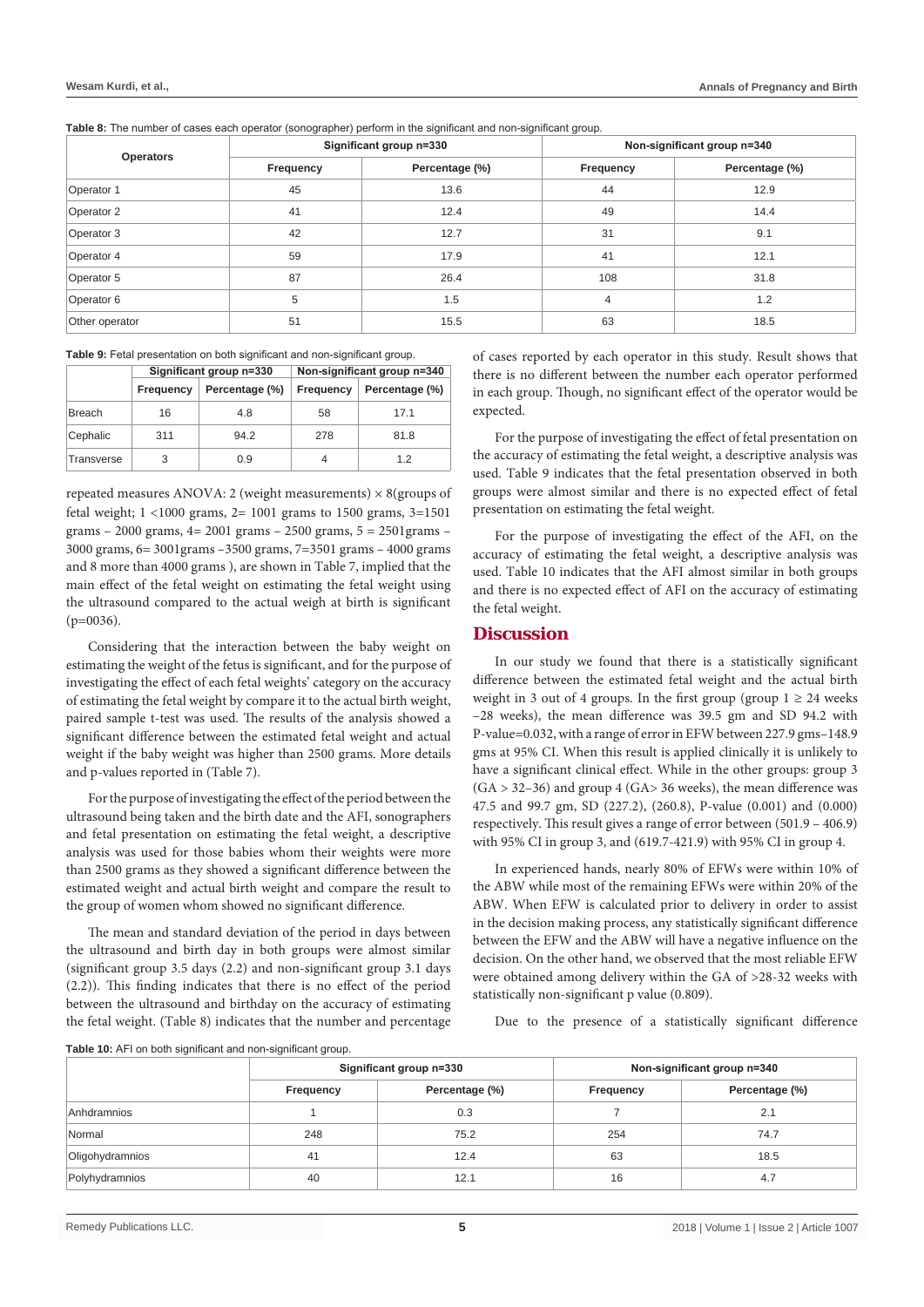**Table 8:** The number of cases each operator (sonographer) perform in the significant and non-significant group.

| Operators | Significant group n=330 | | Non-significant group n=340 | |
|---|---|---|---|---|
| | Frequency | Percentage (%) | Frequency | Percentage (%) |
| Operator 1 | 45 | 13.6 | 44 | 12.9 |
| Operator 2 | 41 | 12.4 | 49 | 14.4 |
| Operator 3 | 42 | 12.7 | 31 | 9.1 |
| Operator 4 | 59 | 17.9 | 41 | 12.1 |
| Operator 5 | 87 | 26.4 | 108 | 31.8 |
| Operator 6 | 5 | 1.5 | 4 | 1.2 |
| Other operator | 51 | 15.5 | 63 | 18.5 |

**Table 9:** Fetal presentation on both significant and non-significant group.

| | Significant group n=330 | | Non-significant group n=340 | |
|---|---|---|---|---|
| | Frequency | Percentage (%) | Frequency | Percentage (%) |
| Breach | 16 | 4.8 | 58 | 17.1 |
| Cephalic | 311 | 94.2 | 278 | 81.8 |
| Transverse | 3 | 0.9 | 4 | 1.2 |

repeated measures ANOVA: 2 (weight measurements) × 8(groups of fetal weight; 1 <1000 grams, 2= 1001 grams to 1500 grams, 3=1501 grams – 2000 grams, 4= 2001 grams – 2500 grams, 5 = 2501grams – 3000 grams, 6= 3001grams –3500 grams, 7=3501 grams – 4000 grams and 8 more than 4000 grams ), are shown in Table 7, implied that the main effect of the fetal weight on estimating the fetal weight using the ultrasound compared to the actual weigh at birth is significant (p=0036).

Considering that the interaction between the baby weight on estimating the weight of the fetus is significant, and for the purpose of investigating the effect of each fetal weights' category on the accuracy of estimating the fetal weight by compare it to the actual birth weight, paired sample t-test was used. The results of the analysis showed a significant difference between the estimated fetal weight and actual weight if the baby weight was higher than 2500 grams. More details and p-values reported in (Table 7).

For the purpose of investigating the effect of the period between the ultrasound being taken and the birth date and the AFI, sonographers and fetal presentation on estimating the fetal weight, a descriptive analysis was used for those babies whom their weights were more than 2500 grams as they showed a significant difference between the estimated weight and actual birth weight and compare the result to the group of women whom showed no significant difference.

The mean and standard deviation of the period in days between the ultrasound and birth day in both groups were almost similar (significant group 3.5 days (2.2) and non-significant group 3.1 days (2.2)). This finding indicates that there is no effect of the period between the ultrasound and birthday on the accuracy of estimating the fetal weight. (Table 8) indicates that the number and percentage of cases reported by each operator in this study. Result shows that there is no different between the number each operator performed in each group. Though, no significant effect of the operator would be expected.

For the purpose of investigating the effect of fetal presentation on the accuracy of estimating the fetal weight, a descriptive analysis was used. Table 9 indicates that the fetal presentation observed in both groups were almost similar and there is no expected effect of fetal presentation on estimating the fetal weight.

For the purpose of investigating the effect of the AFI, on the accuracy of estimating the fetal weight, a descriptive analysis was used. Table 10 indicates that the AFI almost similar in both groups and there is no expected effect of AFI on the accuracy of estimating the fetal weight.

## Discussion

In our study we found that there is a statistically significant difference between the estimated fetal weight and the actual birth weight in 3 out of 4 groups. In the first group (group 1 ≥ 24 weeks –28 weeks), the mean difference was 39.5 gm and SD 94.2 with P-value=0.032, with a range of error in EFW between 227.9 gms–148.9 gms at 95% CI. When this result is applied clinically it is unlikely to have a significant clinical effect. While in the other groups: group 3 (GA > 32–36) and group 4 (GA> 36 weeks), the mean difference was 47.5 and 99.7 gm, SD (227.2), (260.8), P-value (0.001) and (0.000) respectively. This result gives a range of error between (501.9 – 406.9) with 95% CI in group 3, and (619.7-421.9) with 95% CI in group 4.

In experienced hands, nearly 80% of EFWs were within 10% of the ABW while most of the remaining EFWs were within 20% of the ABW. When EFW is calculated prior to delivery in order to assist in the decision making process, any statistically significant difference between the EFW and the ABW will have a negative influence on the decision. On the other hand, we observed that the most reliable EFW were obtained among delivery within the GA of >28-32 weeks with statistically non-significant p value (0.809).

Due to the presence of a statistically significant difference

**Table 10:** AFI on both significant and non-significant group.

| | Significant group n=330 | | Non-significant group n=340 | |
|---|---|---|---|---|
| | Frequency | Percentage (%) | Frequency | Percentage (%) |
| Anhdramnios | 1 | 0.3 | 7 | 2.1 |
| Normal | 248 | 75.2 | 254 | 74.7 |
| Oligohydramnios | 41 | 12.4 | 63 | 18.5 |
| Polyhydramnios | 40 | 12.1 | 16 | 4.7 |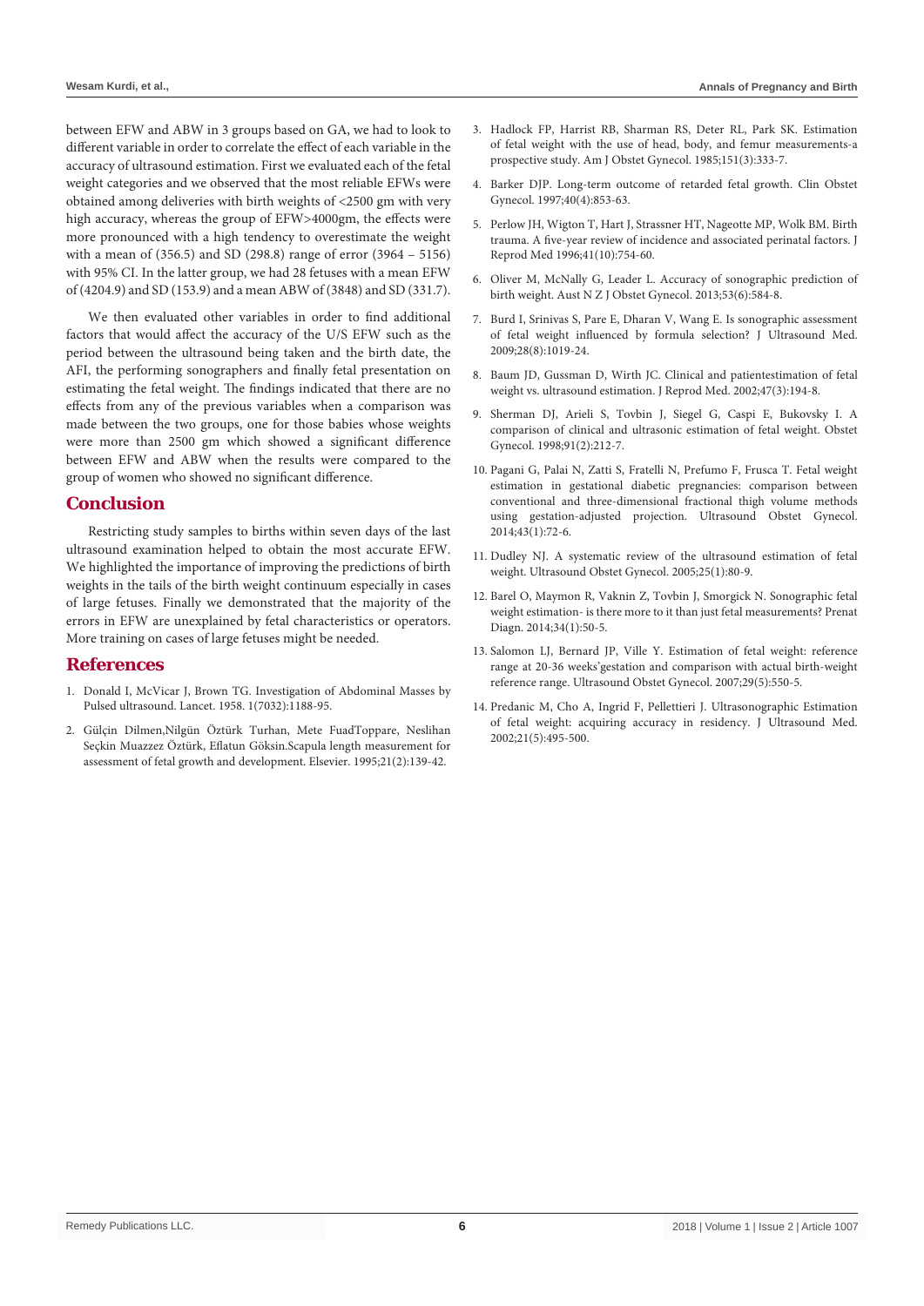between EFW and ABW in 3 groups based on GA, we had to look to different variable in order to correlate the effect of each variable in the accuracy of ultrasound estimation. First we evaluated each of the fetal weight categories and we observed that the most reliable EFWs were obtained among deliveries with birth weights of <2500 gm with very high accuracy, whereas the group of EFW>4000gm, the effects were more pronounced with a high tendency to overestimate the weight with a mean of (356.5) and SD (298.8) range of error (3964 – 5156) with 95% CI. In the latter group, we had 28 fetuses with a mean EFW of (4204.9) and SD (153.9) and a mean ABW of (3848) and SD (331.7).

We then evaluated other variables in order to find additional factors that would affect the accuracy of the U/S EFW such as the period between the ultrasound being taken and the birth date, the AFI, the performing sonographers and finally fetal presentation on estimating the fetal weight. The findings indicated that there are no effects from any of the previous variables when a comparison was made between the two groups, one for those babies whose weights were more than 2500 gm which showed a significant difference between EFW and ABW when the results were compared to the group of women who showed no significant difference.

## Conclusion

Restricting study samples to births within seven days of the last ultrasound examination helped to obtain the most accurate EFW. We highlighted the importance of improving the predictions of birth weights in the tails of the birth weight continuum especially in cases of large fetuses. Finally we demonstrated that the majority of the errors in EFW are unexplained by fetal characteristics or operators. More training on cases of large fetuses might be needed.

## References

1. Donald I, McVicar J, Brown TG. Investigation of Abdominal Masses by Pulsed ultrasound. Lancet. 1958. 1(7032):1188-95.
2. Gülçin Dilmen,Nilgün Öztürk Turhan, Mete FuadToppare, Neslihan Seçkin Muazzez Öztürk, Eflatun Göksin.Scapula length measurement for assessment of fetal growth and development. Elsevier. 1995;21(2):139-42.
3. Hadlock FP, Harrist RB, Sharman RS, Deter RL, Park SK. Estimation of fetal weight with the use of head, body, and femur measurements-a prospective study. Am J Obstet Gynecol. 1985;151(3):333-7.
4. Barker DJP. Long-term outcome of retarded fetal growth. Clin Obstet Gynecol. 1997;40(4):853-63.
5. Perlow JH, Wigton T, Hart J, Strassner HT, Nageotte MP, Wolk BM. Birth trauma. A five-year review of incidence and associated perinatal factors. J Reprod Med 1996;41(10):754-60.
6. Oliver M, McNally G, Leader L. Accuracy of sonographic prediction of birth weight. Aust N Z J Obstet Gynecol. 2013;53(6):584-8.
7. Burd I, Srinivas S, Pare E, Dharan V, Wang E. Is sonographic assessment of fetal weight influenced by formula selection? J Ultrasound Med. 2009;28(8):1019-24.
8. Baum JD, Gussman D, Wirth JC. Clinical and patientestimation of fetal weight vs. ultrasound estimation. J Reprod Med. 2002;47(3):194-8.
9. Sherman DJ, Arieli S, Tovbin J, Siegel G, Caspi E, Bukovsky I. A comparison of clinical and ultrasonic estimation of fetal weight. Obstet Gynecol. 1998;91(2):212-7.
10. Pagani G, Palai N, Zatti S, Fratelli N, Prefumo F, Frusca T. Fetal weight estimation in gestational diabetic pregnancies: comparison between conventional and three-dimensional fractional thigh volume methods using gestation-adjusted projection. Ultrasound Obstet Gynecol. 2014;43(1):72-6.
11. Dudley NJ. A systematic review of the ultrasound estimation of fetal weight. Ultrasound Obstet Gynecol. 2005;25(1):80-9.
12. Barel O, Maymon R, Vaknin Z, Tovbin J, Smorgick N. Sonographic fetal weight estimation- is there more to it than just fetal measurements? Prenat Diagn. 2014;34(1):50-5.
13. Salomon LJ, Bernard JP, Ville Y. Estimation of fetal weight: reference range at 20-36 weeks'gestation and comparison with actual birth-weight reference range. Ultrasound Obstet Gynecol. 2007;29(5):550-5.
14. Predanic M, Cho A, Ingrid F, Pellettieri J. Ultrasonographic Estimation of fetal weight: acquiring accuracy in residency. J Ultrasound Med. 2002;21(5):495-500.